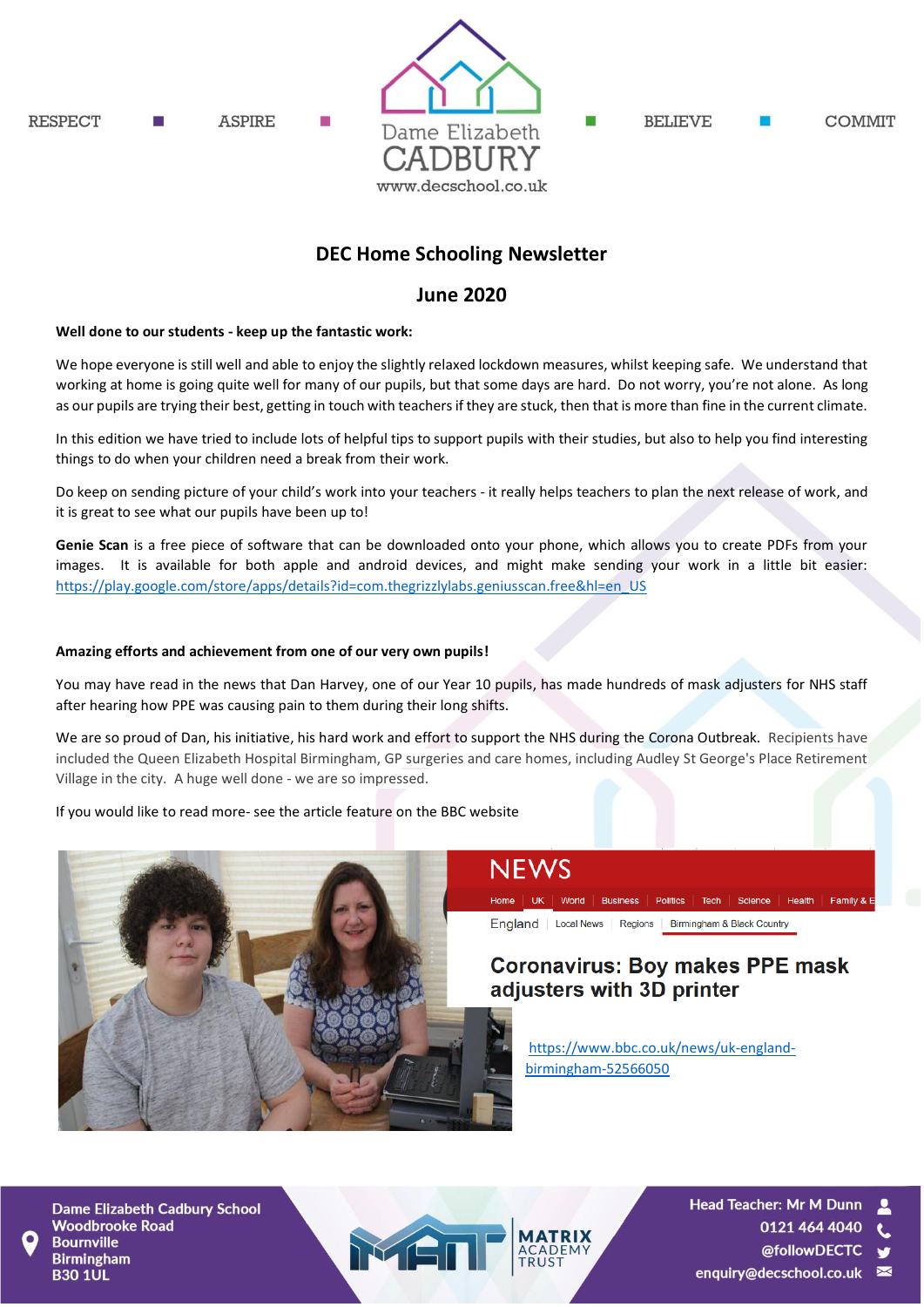RESPECT ■ ASPIRE ■ Dame Elizabeth CADBURY www.decschool.co.uk ■ BELIEVE ■ COMMIT

# DEC Home Schooling Newsletter

## June 2020

**Well done to our students - keep up the fantastic work:**

We hope everyone is still well and able to enjoy the slightly relaxed lockdown measures, whilst keeping safe. We understand that working at home is going quite well for many of our pupils, but that some days are hard. Do not worry, you're not alone. As long as our pupils are trying their best, getting in touch with teachers if they are stuck, then that is more than fine in the current climate.

In this edition we have tried to include lots of helpful tips to support pupils with their studies, but also to help you find interesting things to do when your children need a break from their work.

Do keep on sending picture of your child's work into your teachers - it really helps teachers to plan the next release of work, and it is great to see what our pupils have been up to!

**Genie Scan** is a free piece of software that can be downloaded onto your phone, which allows you to create PDFs from your images. It is available for both apple and android devices, and might make sending your work in a little bit easier: https://play.google.com/store/apps/details?id=com.thegrizzlylabs.geniusscan.free&hl=en_US

**Amazing efforts and achievement from one of our very own pupils!**

You may have read in the news that Dan Harvey, one of our Year 10 pupils, has made hundreds of mask adjusters for NHS staff after hearing how PPE was causing pain to them during their long shifts.

We are so proud of Dan, his initiative, his hard work and effort to support the NHS during the Corona Outbreak. Recipients have included the Queen Elizabeth Hospital Birmingham, GP surgeries and care homes, including Audley St George's Place Retirement Village in the city. A huge well done - we are so impressed.

If you would like to read more- see the article feature on the BBC website

NEWS

Home | UK | World | Business | Politics | Tech | Science | Health | Family & E

England | Local News | Regions | Birmingham & Black Country

**Coronavirus: Boy makes PPE mask adjusters with 3D printer**

https://www.bbc.co.uk/news/uk-england-birmingham-52566050

Dame Elizabeth Cadbury School
Woodbrooke Road
Bournville
Birmingham
B30 1UL

MATRIX ACADEMY TRUST

Head Teacher: Mr M Dunn
0121 464 4040
@followDECTC
enquiry@decschool.co.uk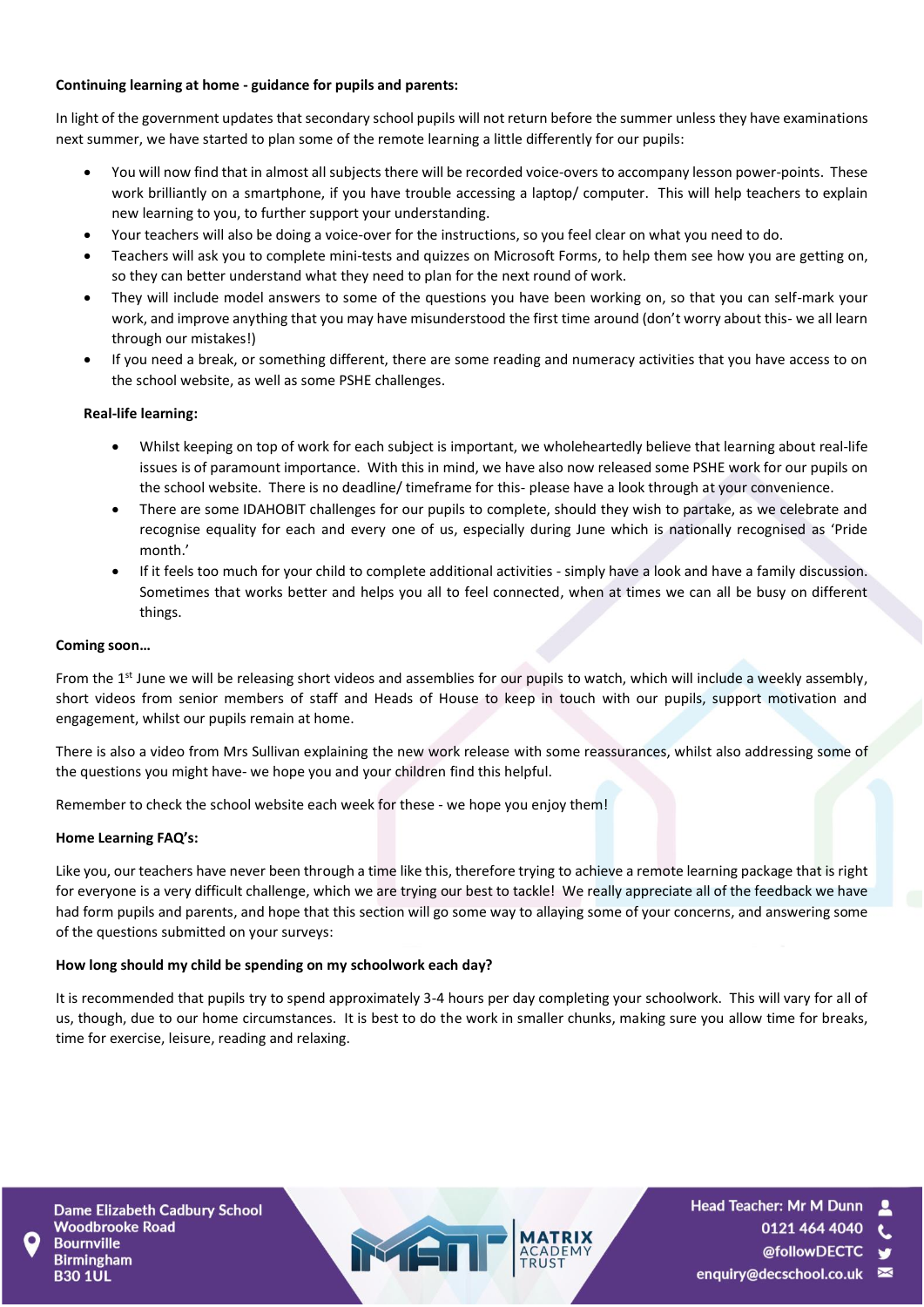**Continuing learning at home - guidance for pupils and parents:**

In light of the government updates that secondary school pupils will not return before the summer unless they have examinations next summer, we have started to plan some of the remote learning a little differently for our pupils:

- You will now find that in almost all subjects there will be recorded voice-overs to accompany lesson power-points. These work brilliantly on a smartphone, if you have trouble accessing a laptop/ computer. This will help teachers to explain new learning to you, to further support your understanding.
- Your teachers will also be doing a voice-over for the instructions, so you feel clear on what you need to do.
- Teachers will ask you to complete mini-tests and quizzes on Microsoft Forms, to help them see how you are getting on, so they can better understand what they need to plan for the next round of work.
- They will include model answers to some of the questions you have been working on, so that you can self-mark your work, and improve anything that you may have misunderstood the first time around (don't worry about this- we all learn through our mistakes!)
- If you need a break, or something different, there are some reading and numeracy activities that you have access to on the school website, as well as some PSHE challenges.

**Real-life learning:**

- Whilst keeping on top of work for each subject is important, we wholeheartedly believe that learning about real-life issues is of paramount importance. With this in mind, we have also now released some PSHE work for our pupils on the school website. There is no deadline/ timeframe for this- please have a look through at your convenience.
- There are some IDAHOBIT challenges for our pupils to complete, should they wish to partake, as we celebrate and recognise equality for each and every one of us, especially during June which is nationally recognised as 'Pride month.'
- If it feels too much for your child to complete additional activities - simply have a look and have a family discussion. Sometimes that works better and helps you all to feel connected, when at times we can all be busy on different things.

**Coming soon…**

From the 1st June we will be releasing short videos and assemblies for our pupils to watch, which will include a weekly assembly, short videos from senior members of staff and Heads of House to keep in touch with our pupils, support motivation and engagement, whilst our pupils remain at home.

There is also a video from Mrs Sullivan explaining the new work release with some reassurances, whilst also addressing some of the questions you might have- we hope you and your children find this helpful.

Remember to check the school website each week for these - we hope you enjoy them!

**Home Learning FAQ's:**

Like you, our teachers have never been through a time like this, therefore trying to achieve a remote learning package that is right for everyone is a very difficult challenge, which we are trying our best to tackle! We really appreciate all of the feedback we have had form pupils and parents, and hope that this section will go some way to allaying some of your concerns, and answering some of the questions submitted on your surveys:

**How long should my child be spending on my schoolwork each day?**

It is recommended that pupils try to spend approximately 3-4 hours per day completing your schoolwork. This will vary for all of us, though, due to our home circumstances. It is best to do the work in smaller chunks, making sure you allow time for breaks, time for exercise, leisure, reading and relaxing.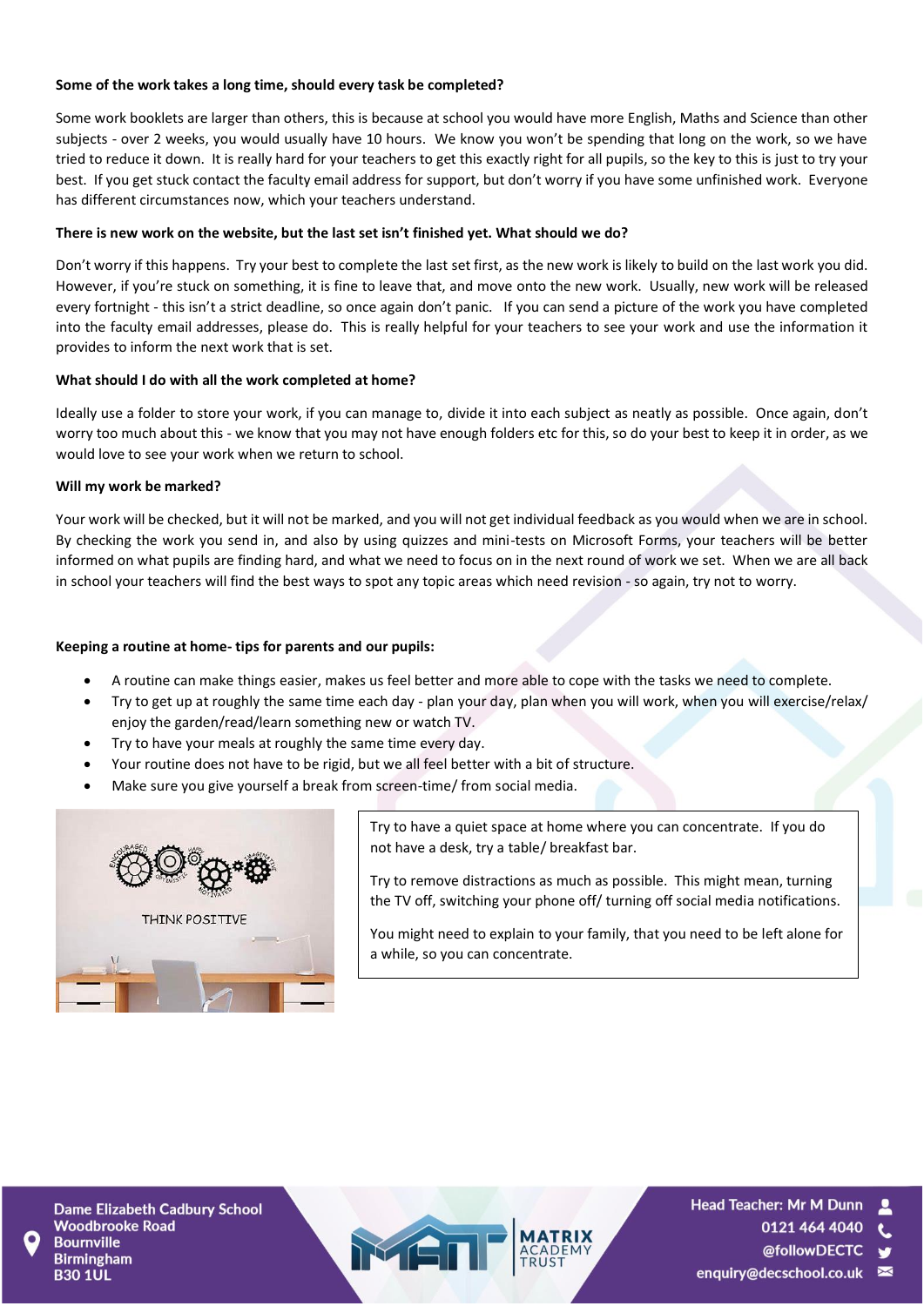**Some of the work takes a long time, should every task be completed?**

Some work booklets are larger than others, this is because at school you would have more English, Maths and Science than other subjects - over 2 weeks, you would usually have 10 hours. We know you won't be spending that long on the work, so we have tried to reduce it down. It is really hard for your teachers to get this exactly right for all pupils, so the key to this is just to try your best. If you get stuck contact the faculty email address for support, but don't worry if you have some unfinished work. Everyone has different circumstances now, which your teachers understand.

**There is new work on the website, but the last set isn't finished yet. What should we do?**

Don't worry if this happens. Try your best to complete the last set first, as the new work is likely to build on the last work you did. However, if you're stuck on something, it is fine to leave that, and move onto the new work. Usually, new work will be released every fortnight - this isn't a strict deadline, so once again don't panic. If you can send a picture of the work you have completed into the faculty email addresses, please do. This is really helpful for your teachers to see your work and use the information it provides to inform the next work that is set.

**What should I do with all the work completed at home?**

Ideally use a folder to store your work, if you can manage to, divide it into each subject as neatly as possible. Once again, don't worry too much about this - we know that you may not have enough folders etc for this, so do your best to keep it in order, as we would love to see your work when we return to school.

**Will my work be marked?**

Your work will be checked, but it will not be marked, and you will not get individual feedback as you would when we are in school. By checking the work you send in, and also by using quizzes and mini-tests on Microsoft Forms, your teachers will be better informed on what pupils are finding hard, and what we need to focus on in the next round of work we set. When we are all back in school your teachers will find the best ways to spot any topic areas which need revision - so again, try not to worry.

**Keeping a routine at home- tips for parents and our pupils:**

- A routine can make things easier, makes us feel better and more able to cope with the tasks we need to complete.
- Try to get up at roughly the same time each day - plan your day, plan when you will work, when you will exercise/relax/ enjoy the garden/read/learn something new or watch TV.
- Try to have your meals at roughly the same time every day.
- Your routine does not have to be rigid, but we all feel better with a bit of structure.
- Make sure you give yourself a break from screen-time/ from social media.

Try to have a quiet space at home where you can concentrate. If you do not have a desk, try a table/ breakfast bar.

Try to remove distractions as much as possible. This might mean, turning the TV off, switching your phone off/ turning off social media notifications.

You might need to explain to your family, that you need to be left alone for a while, so you can concentrate.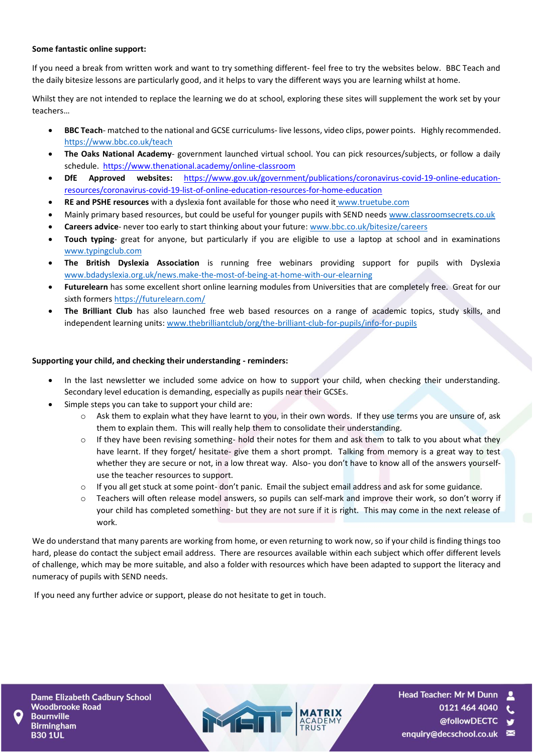**Some fantastic online support:**

If you need a break from written work and want to try something different- feel free to try the websites below. BBC Teach and the daily bitesize lessons are particularly good, and it helps to vary the different ways you are learning whilst at home.

Whilst they are not intended to replace the learning we do at school, exploring these sites will supplement the work set by your teachers…

- **BBC Teach**- matched to the national and GCSE curriculums- live lessons, video clips, power points. Highly recommended. https://www.bbc.co.uk/teach
- **The Oaks National Academy**- government launched virtual school. You can pick resources/subjects, or follow a daily schedule. https://www.thenational.academy/online-classroom
- **DfE Approved websites:** https://www.gov.uk/government/publications/coronavirus-covid-19-online-education-resources/coronavirus-covid-19-list-of-online-education-resources-for-home-education
- **RE and PSHE resources** with a dyslexia font available for those who need it www.truetube.com
- Mainly primary based resources, but could be useful for younger pupils with SEND needs www.classroomsecrets.co.uk
- **Careers advice**- never too early to start thinking about your future: www.bbc.co.uk/bitesize/careers
- **Touch typing**- great for anyone, but particularly if you are eligible to use a laptop at school and in examinations www.typingclub.com
- **The British Dyslexia Association** is running free webinars providing support for pupils with Dyslexia www.bdadyslexia.org.uk/news.make-the-most-of-being-at-home-with-our-elearning
- **Futurelearn** has some excellent short online learning modules from Universities that are completely free. Great for our sixth formers https://futurelearn.com/
- **The Brilliant Club** has also launched free web based resources on a range of academic topics, study skills, and independent learning units: www.thebrilliantclub/org/the-brilliant-club-for-pupils/info-for-pupils

**Supporting your child, and checking their understanding - reminders:**

- In the last newsletter we included some advice on how to support your child, when checking their understanding. Secondary level education is demanding, especially as pupils near their GCSEs.
- Simple steps you can take to support your child are:
    - Ask them to explain what they have learnt to you, in their own words. If they use terms you are unsure of, ask them to explain them. This will really help them to consolidate their understanding.
    - If they have been revising something- hold their notes for them and ask them to talk to you about what they have learnt. If they forget/ hesitate- give them a short prompt. Talking from memory is a great way to test whether they are secure or not, in a low threat way. Also- you don't have to know all of the answers yourself- use the teacher resources to support.
    - If you all get stuck at some point- don't panic. Email the subject email address and ask for some guidance.
    - Teachers will often release model answers, so pupils can self-mark and improve their work, so don't worry if your child has completed something- but they are not sure if it is right. This may come in the next release of work.

We do understand that many parents are working from home, or even returning to work now, so if your child is finding things too hard, please do contact the subject email address. There are resources available within each subject which offer different levels of challenge, which may be more suitable, and also a folder with resources which have been adapted to support the literacy and numeracy of pupils with SEND needs.

If you need any further advice or support, please do not hesitate to get in touch.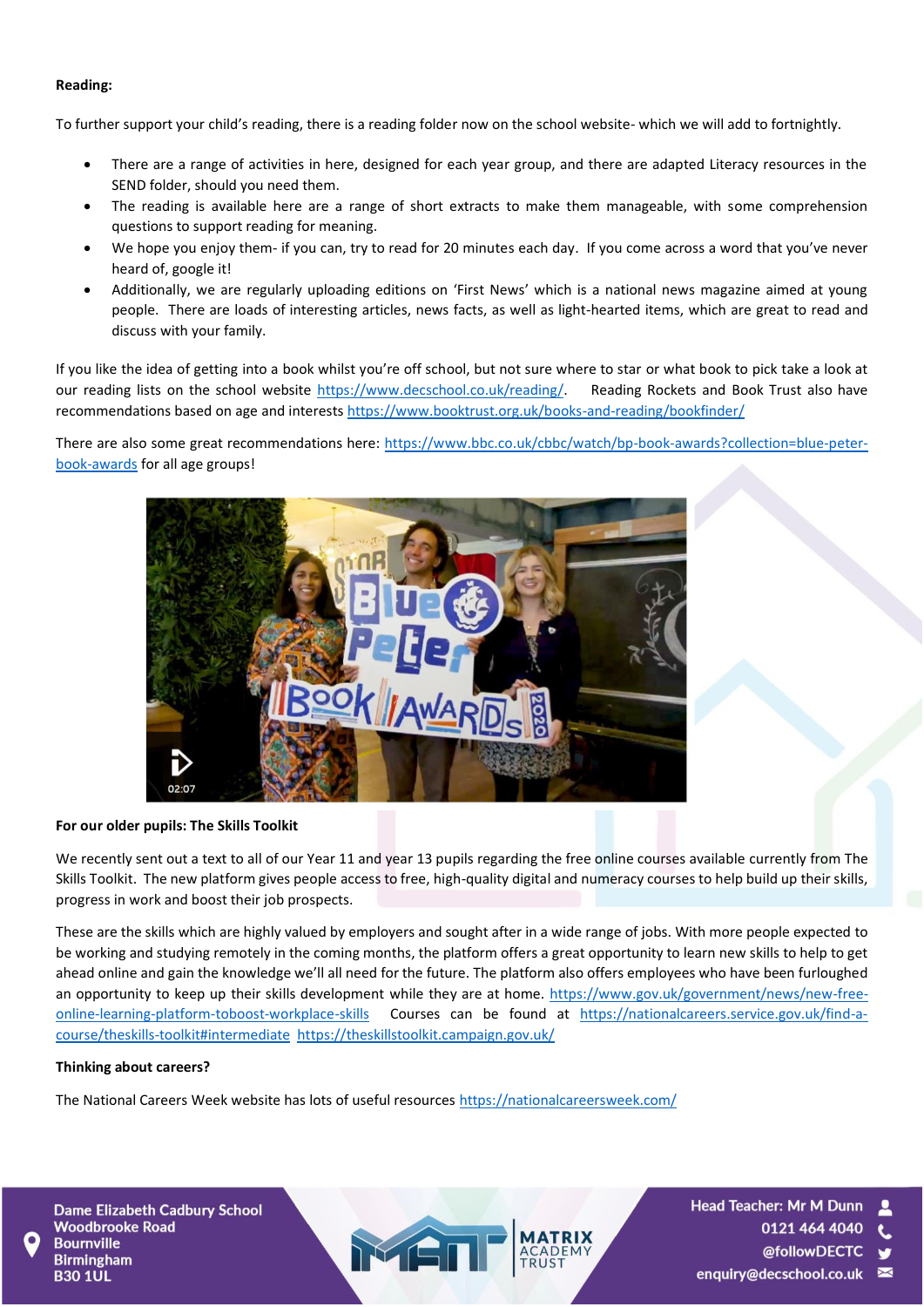**Reading:**

To further support your child's reading, there is a reading folder now on the school website- which we will add to fortnightly.

- There are a range of activities in here, designed for each year group, and there are adapted Literacy resources in the SEND folder, should you need them.
- The reading is available here are a range of short extracts to make them manageable, with some comprehension questions to support reading for meaning.
- We hope you enjoy them- if you can, try to read for 20 minutes each day. If you come across a word that you've never heard of, google it!
- Additionally, we are regularly uploading editions on 'First News' which is a national news magazine aimed at young people. There are loads of interesting articles, news facts, as well as light-hearted items, which are great to read and discuss with your family.

If you like the idea of getting into a book whilst you're off school, but not sure where to star or what book to pick take a look at our reading lists on the school website https://www.decschool.co.uk/reading/. Reading Rockets and Book Trust also have recommendations based on age and interests https://www.booktrust.org.uk/books-and-reading/bookfinder/

There are also some great recommendations here: https://www.bbc.co.uk/cbbc/watch/bp-book-awards?collection=blue-peter-book-awards for all age groups!

**For our older pupils: The Skills Toolkit**

We recently sent out a text to all of our Year 11 and year 13 pupils regarding the free online courses available currently from The Skills Toolkit. The new platform gives people access to free, high-quality digital and numeracy courses to help build up their skills, progress in work and boost their job prospects.

These are the skills which are highly valued by employers and sought after in a wide range of jobs. With more people expected to be working and studying remotely in the coming months, the platform offers a great opportunity to learn new skills to help to get ahead online and gain the knowledge we'll all need for the future. The platform also offers employees who have been furloughed an opportunity to keep up their skills development while they are at home. https://www.gov.uk/government/news/new-free-online-learning-platform-toboost-workplace-skills Courses can be found at https://nationalcareers.service.gov.uk/find-a-course/theskills-toolkit#intermediate https://theskillstoolkit.campaign.gov.uk/

**Thinking about careers?**

The National Careers Week website has lots of useful resources https://nationalcareersweek.com/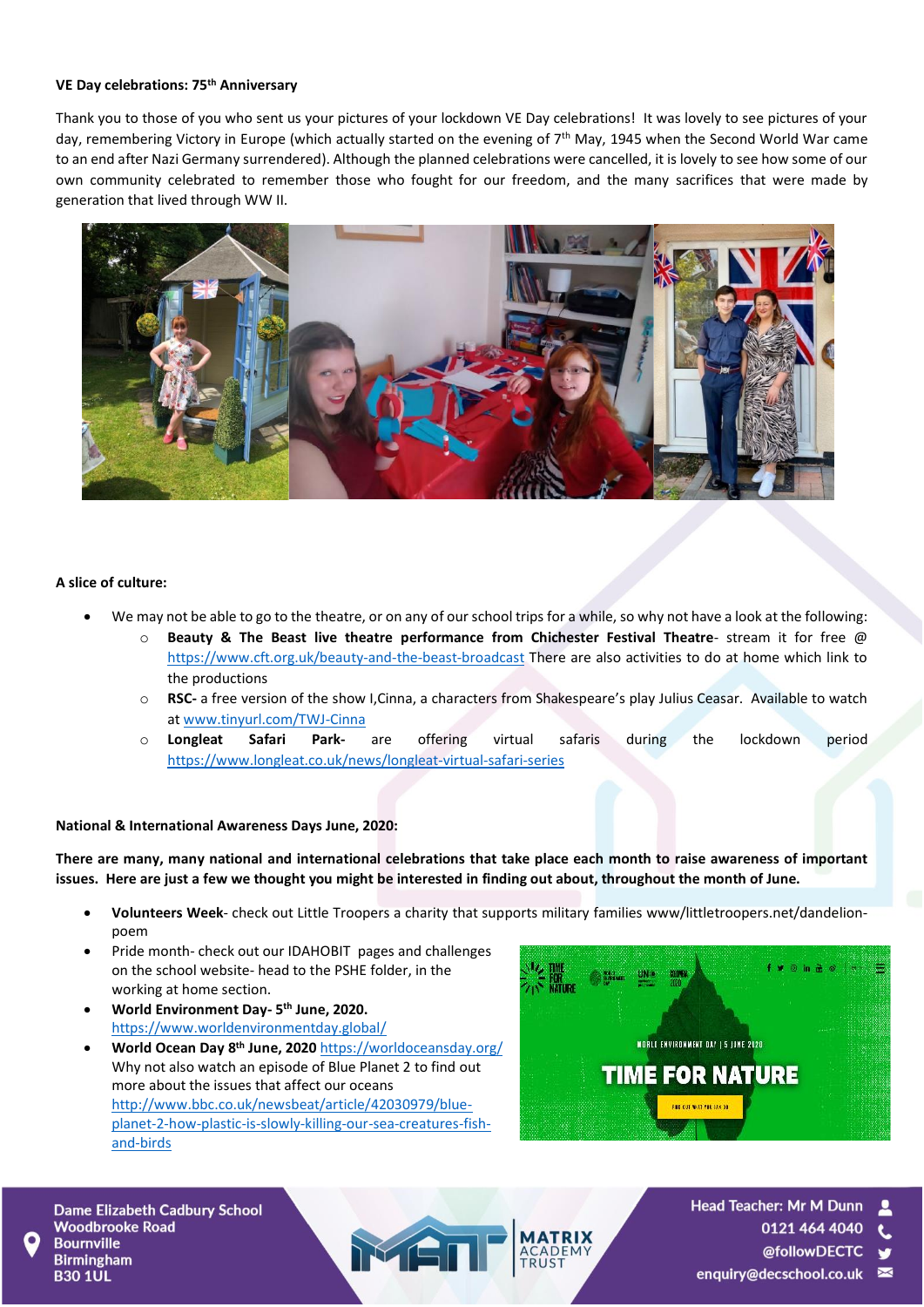**VE Day celebrations: 75th Anniversary**

Thank you to those of you who sent us your pictures of your lockdown VE Day celebrations! It was lovely to see pictures of your day, remembering Victory in Europe (which actually started on the evening of 7th May, 1945 when the Second World War came to an end after Nazi Germany surrendered). Although the planned celebrations were cancelled, it is lovely to see how some of our own community celebrated to remember those who fought for our freedom, and the many sacrifices that were made by generation that lived through WW II.

**A slice of culture:**

- We may not be able to go to the theatre, or on any of our school trips for a while, so why not have a look at the following:
  - **Beauty & The Beast live theatre performance from Chichester Festival Theatre**- stream it for free @ https://www.cft.org.uk/beauty-and-the-beast-broadcast There are also activities to do at home which link to the productions
  - **RSC-** a free version of the show I,Cinna, a characters from Shakespeare's play Julius Ceasar. Available to watch at www.tinyurl.com/TWJ-Cinna
  - **Longleat Safari Park-** are offering virtual safaris during the lockdown period https://www.longleat.co.uk/news/longleat-virtual-safari-series

**National & International Awareness Days June, 2020:**

**There are many, many national and international celebrations that take place each month to raise awareness of important issues. Here are just a few we thought you might be interested in finding out about, throughout the month of June.**

- **Volunteers Week**- check out Little Troopers a charity that supports military families www/littletroopers.net/dandelion-poem
- Pride month- check out our IDAHOBIT pages and challenges on the school website- head to the PSHE folder, in the working at home section.
- **World Environment Day- 5th June, 2020.** https://www.worldenvironmentday.global/
- **World Ocean Day 8th June, 2020** https://worldoceansday.org/ Why not also watch an episode of Blue Planet 2 to find out more about the issues that affect our oceans http://www.bbc.co.uk/newsbeat/article/42030979/blue-planet-2-how-plastic-is-slowly-killing-our-sea-creatures-fish-and-birds

WORLD ENVIRONMENT DAY | 5 JUNE 2020

TIME FOR NATURE

Dame Elizabeth Cadbury School
Woodbrooke Road
Bournville
Birmingham
B30 1UL

Head Teacher: Mr M Dunn
0121 464 4040
@followDECTC
enquiry@decschool.co.uk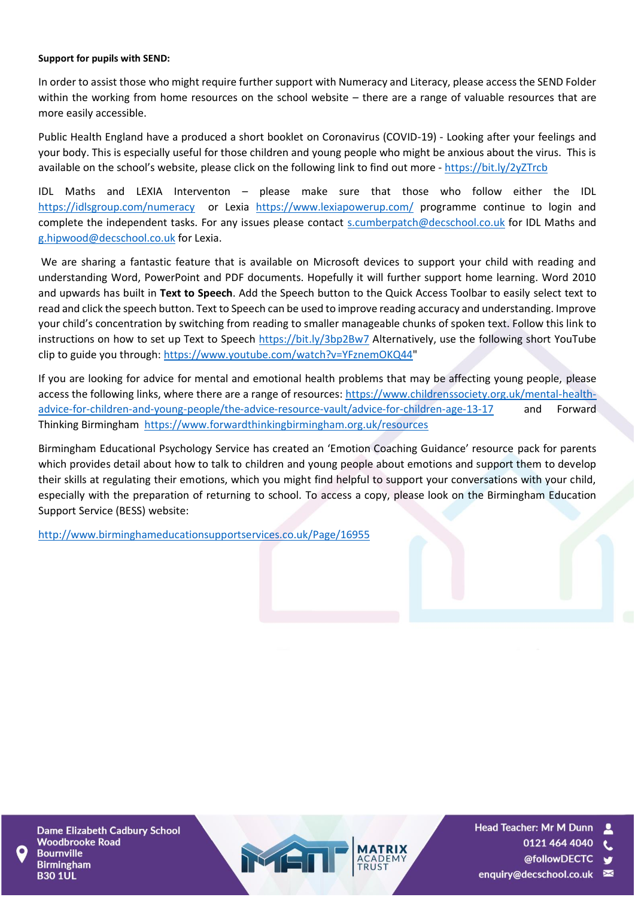**Support for pupils with SEND:**

In order to assist those who might require further support with Numeracy and Literacy, please access the SEND Folder within the working from home resources on the school website – there are a range of valuable resources that are more easily accessible.

Public Health England have a produced a short booklet on Coronavirus (COVID-19) - Looking after your feelings and your body. This is especially useful for those children and young people who might be anxious about the virus. This is available on the school's website, please click on the following link to find out more - https://bit.ly/2yZTrcb

IDL Maths and LEXIA Interventon – please make sure that those who follow either the IDL https://idlsgroup.com/numeracy or Lexia https://www.lexiapowerup.com/ programme continue to login and complete the independent tasks. For any issues please contact s.cumberpatch@decschool.co.uk for IDL Maths and g.hipwood@decschool.co.uk for Lexia.

We are sharing a fantastic feature that is available on Microsoft devices to support your child with reading and understanding Word, PowerPoint and PDF documents. Hopefully it will further support home learning. Word 2010 and upwards has built in **Text to Speech**. Add the Speech button to the Quick Access Toolbar to easily select text to read and click the speech button. Text to Speech can be used to improve reading accuracy and understanding. Improve your child's concentration by switching from reading to smaller manageable chunks of spoken text. Follow this link to instructions on how to set up Text to Speech https://bit.ly/3bp2Bw7 Alternatively, use the following short YouTube clip to guide you through: https://www.youtube.com/watch?v=YFznemOKQ44"

If you are looking for advice for mental and emotional health problems that may be affecting young people, please access the following links, where there are a range of resources: https://www.childrenssociety.org.uk/mental-health-advice-for-children-and-young-people/the-advice-resource-vault/advice-for-children-age-13-17 and Forward Thinking Birmingham https://www.forwardthinkingbirmingham.org.uk/resources

Birmingham Educational Psychology Service has created an 'Emotion Coaching Guidance' resource pack for parents which provides detail about how to talk to children and young people about emotions and support them to develop their skills at regulating their emotions, which you might find helpful to support your conversations with your child, especially with the preparation of returning to school. To access a copy, please look on the Birmingham Education Support Service (BESS) website:

http://www.birminghameducationsupportservices.co.uk/Page/16955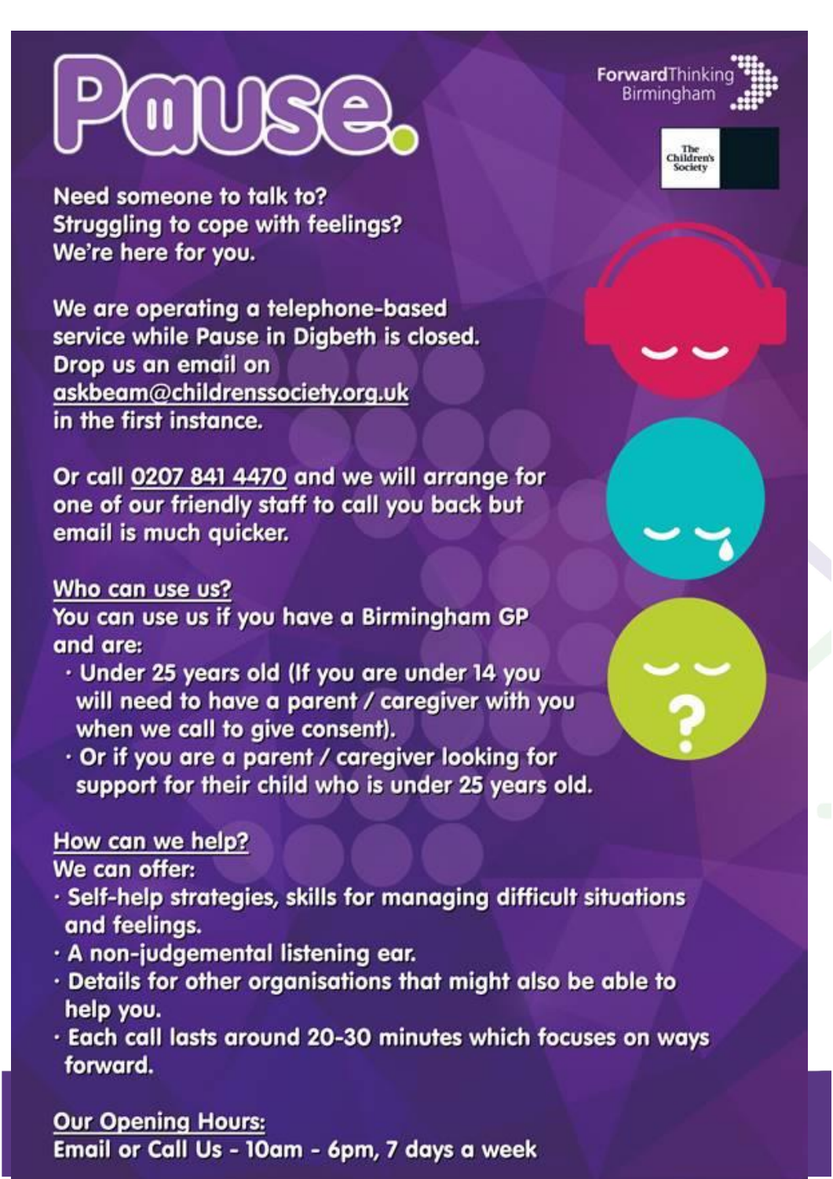# Pause.

Forward Thinking Birmingham

The Children's Society

Need someone to talk to?
Struggling to cope with feelings?
We're here for you.

We are operating a telephone-based service while Pause in Digbeth is closed. Drop us an email on askbeam@childrenssociety.org.uk in the first instance.

Or call 0207 841 4470 and we will arrange for one of our friendly staff to call you back but email is much quicker.

## Who can use us?

You can use us if you have a Birmingham GP and are:

- Under 25 years old (If you are under 14 you will need to have a parent / caregiver with you when we call to give consent).
- Or if you are a parent / caregiver looking for support for their child who is under 25 years old.

## How can we help?

We can offer:

- Self-help strategies, skills for managing difficult situations and feelings.
- A non-judgemental listening ear.
- Details for other organisations that might also be able to help you.
- Each call lasts around 20-30 minutes which focuses on ways forward.

## Our Opening Hours:

Email or Call Us - 10am - 6pm, 7 days a week